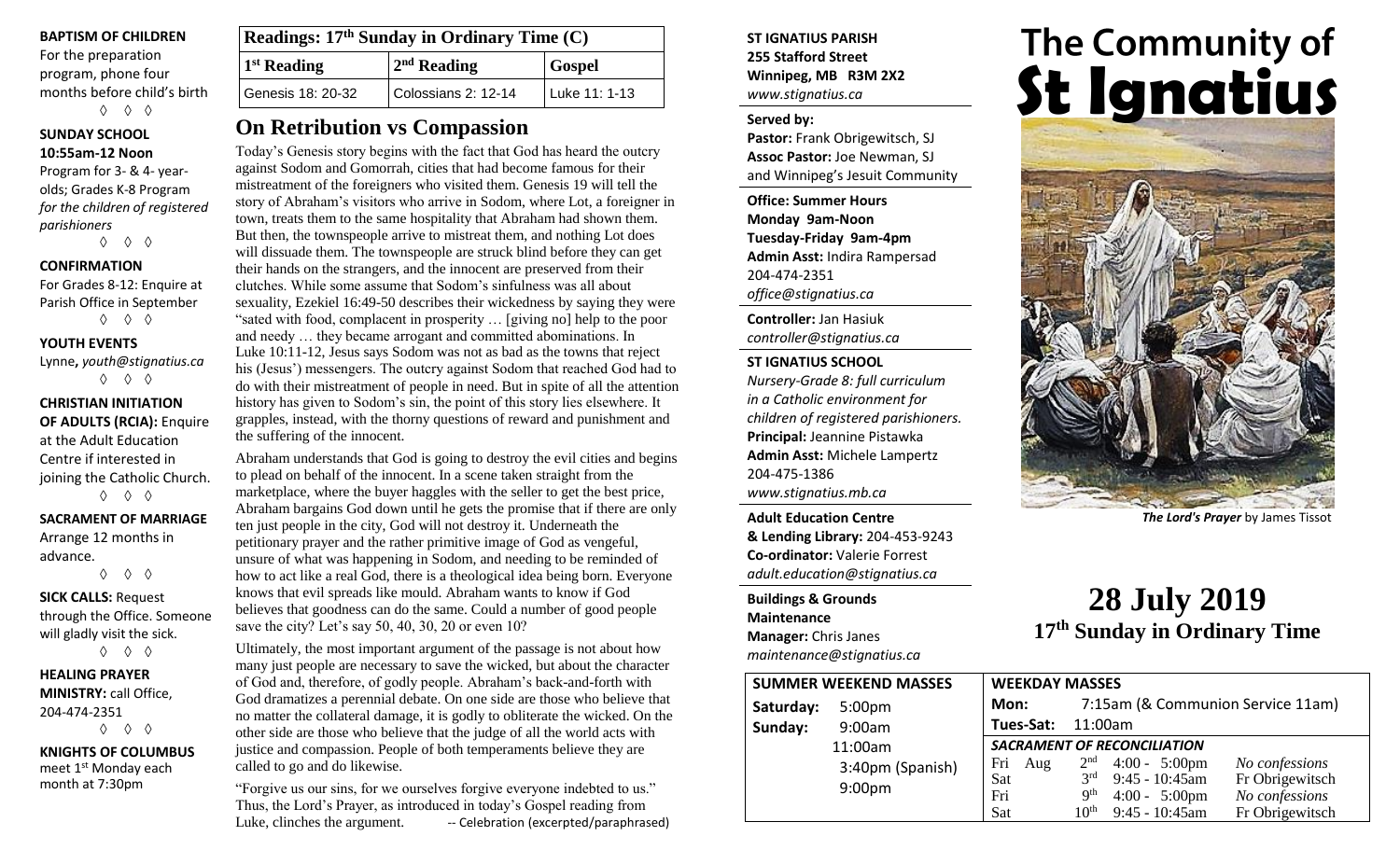**BAPTISM OF CHILDREN**
For the preparation program, phone four months before child's birth

◊ ◊ ◊

**SUNDAY SCHOOL 10:55am-12 Noon**
Program for 3- & 4- year-olds; Grades K-8 Program *for the children of registered parishioners*

◊ ◊ ◊

**CONFIRMATION**
For Grades 8-12: Enquire at Parish Office in September

◊ ◊ ◊

**YOUTH EVENTS**
Lynne, *youth@stignatius.ca*

◊ ◊ ◊

**CHRISTIAN INITIATION OF ADULTS (RCIA):** Enquire at the Adult Education Centre if interested in joining the Catholic Church.

◊ ◊ ◊

**SACRAMENT OF MARRIAGE**
Arrange 12 months in advance.

◊ ◊ ◊

**SICK CALLS:** Request through the Office. Someone will gladly visit the sick.

◊ ◊ ◊

**HEALING PRAYER MINISTRY:** call Office, 204-474-2351

◊ ◊ ◊

**KNIGHTS OF COLUMBUS**
meet 1st Monday each month at 7:30pm

| Readings: 17th Sunday in Ordinary Time (C) | | |
|---|---|---|
| **1st Reading** | **2nd Reading** | **Gospel** |
| Genesis 18: 20-32 | Colossians 2: 12-14 | Luke 11: 1-13 |

## On Retribution vs Compassion

Today's Genesis story begins with the fact that God has heard the outcry against Sodom and Gomorrah, cities that had become famous for their mistreatment of the foreigners who visited them. Genesis 19 will tell the story of Abraham's visitors who arrive in Sodom, where Lot, a foreigner in town, treats them to the same hospitality that Abraham had shown them. But then, the townspeople arrive to mistreat them, and nothing Lot does will dissuade them. The townspeople are struck blind before they can get their hands on the strangers, and the innocent are preserved from their clutches. While some assume that Sodom's sinfulness was all about sexuality, Ezekiel 16:49-50 describes their wickedness by saying they were "sated with food, complacent in prosperity … [giving no] help to the poor and needy … they became arrogant and committed abominations. In Luke 10:11-12, Jesus says Sodom was not as bad as the towns that reject his (Jesus') messengers. The outcry against Sodom that reached God had to do with their mistreatment of people in need. But in spite of all the attention history has given to Sodom's sin, the point of this story lies elsewhere. It grapples, instead, with the thorny questions of reward and punishment and the suffering of the innocent.

Abraham understands that God is going to destroy the evil cities and begins to plead on behalf of the innocent. In a scene taken straight from the marketplace, where the buyer haggles with the seller to get the best price, Abraham bargains God down until he gets the promise that if there are only ten just people in the city, God will not destroy it. Underneath the petitionary prayer and the rather primitive image of God as vengeful, unsure of what was happening in Sodom, and needing to be reminded of how to act like a real God, there is a theological idea being born. Everyone knows that evil spreads like mould. Abraham wants to know if God believes that goodness can do the same. Could a number of good people save the city? Let's say 50, 40, 30, 20 or even 10?

Ultimately, the most important argument of the passage is not about how many just people are necessary to save the wicked, but about the character of God and, therefore, of godly people. Abraham's back-and-forth with God dramatizes a perennial debate. On one side are those who believe that no matter the collateral damage, it is godly to obliterate the wicked. On the other side are those who believe that the judge of all the world acts with justice and compassion. People of both temperaments believe they are called to go and do likewise.

"Forgive us our sins, for we ourselves forgive everyone indebted to us." Thus, the Lord's Prayer, as introduced in today's Gospel reading from Luke, clinches the argument. -- Celebration (excerpted/paraphrased)

**ST IGNATIUS PARISH**
**255 Stafford Street**
**Winnipeg, MB R3M 2X2**
*www.stignatius.ca*

**Served by:**
**Pastor:** Frank Obrigewitsch, SJ
**Assoc Pastor:** Joe Newman, SJ
and Winnipeg's Jesuit Community

**Office: Summer Hours**
**Monday 9am-Noon**
**Tuesday-Friday 9am-4pm**
**Admin Asst:** Indira Rampersad
204-474-2351
*office@stignatius.ca*

**Controller:** Jan Hasiuk
*controller@stignatius.ca*

**ST IGNATIUS SCHOOL**
*Nursery-Grade 8: full curriculum in a Catholic environment for children of registered parishioners.*
**Principal:** Jeannine Pistawka
**Admin Asst:** Michele Lampertz
204-475-1386
*www.stignatius.mb.ca*

**Adult Education Centre & Lending Library:** 204-453-9243
**Co-ordinator:** Valerie Forrest
*adult.education@stignatius.ca*

**Buildings & Grounds Maintenance Manager:** Chris Janes
*maintenance@stignatius.ca*

# The Community of St Ignatius

***The Lord's Prayer*** by James Tissot

# 28 July 2019
## 17th Sunday in Ordinary Time

**SUMMER WEEKEND MASSES**

- **Saturday:** 5:00pm
- **Sunday:** 9:00am, 11:00am, 3:40pm (Spanish), 9:00pm

**WEEKDAY MASSES**

- **Mon:** 7:15am (& Communion Service 11am)
- **Tues-Sat:** 11:00am

***SACRAMENT OF RECONCILIATION***

| | | | |
|---|---|---|---|
| Fri Aug | 2nd | 4:00 - 5:00pm | *No confessions* |
| Sat | 3rd | 9:45 - 10:45am | Fr Obrigewitsch |
| Fri | 9th | 4:00 - 5:00pm | *No confessions* |
| Sat | 10th | 9:45 - 10:45am | Fr Obrigewitsch |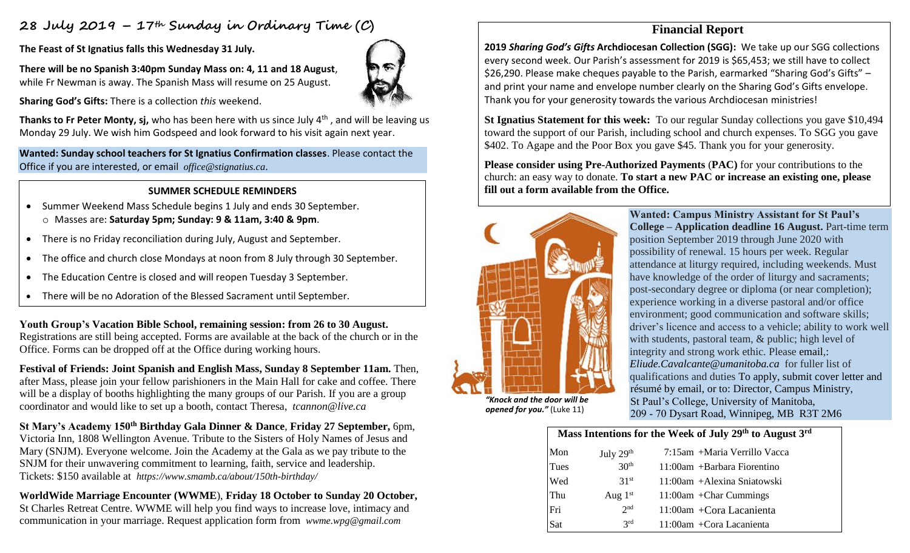# 28 July 2019 – 17th Sunday in Ordinary Time (C)

**The Feast of St Ignatius falls this Wednesday 31 July.**

**There will be no Spanish 3:40pm Sunday Mass on: 4, 11 and 18 August**, while Fr Newman is away. The Spanish Mass will resume on 25 August.

**Sharing God's Gifts:** There is a collection *this* weekend.

**Thanks to Fr Peter Monty, sj,** who has been here with us since July 4th, and will be leaving us Monday 29 July. We wish him Godspeed and look forward to his visit again next year.

**Wanted: Sunday school teachers for St Ignatius Confirmation classes**. Please contact the Office if you are interested, or email *office@stignatius.ca*.

**SUMMER SCHEDULE REMINDERS**

- Summer Weekend Mass Schedule begins 1 July and ends 30 September.
  - Masses are: **Saturday 5pm; Sunday: 9 & 11am, 3:40 & 9pm**.
- There is no Friday reconciliation during July, August and September.
- The office and church close Mondays at noon from 8 July through 30 September.
- The Education Centre is closed and will reopen Tuesday 3 September.
- There will be no Adoration of the Blessed Sacrament until September.

**Youth Group's Vacation Bible School, remaining session: from 26 to 30 August.** Registrations are still being accepted. Forms are available at the back of the church or in the Office. Forms can be dropped off at the Office during working hours.

**Festival of Friends: Joint Spanish and English Mass, Sunday 8 September 11am.** Then, after Mass, please join your fellow parishioners in the Main Hall for cake and coffee. There will be a display of booths highlighting the many groups of our Parish. If you are a group coordinator and would like to set up a booth, contact Theresa, *tcannon@live.ca*

**St Mary's Academy 150th Birthday Gala Dinner & Dance**, **Friday 27 September,** 6pm, Victoria Inn, 1808 Wellington Avenue. Tribute to the Sisters of Holy Names of Jesus and Mary (SNJM). Everyone welcome. Join the Academy at the Gala as we pay tribute to the SNJM for their unwavering commitment to learning, faith, service and leadership. Tickets: $150 available at *https://www.smamb.ca/about/150th-birthday/*

**WorldWide Marriage Encounter (WWME**), **Friday 18 October to Sunday 20 October,** St Charles Retreat Centre. WWME will help you find ways to increase love, intimacy and communication in your marriage. Request application form from *wwme.wpg@gmail.com*

## Financial Report

**2019 *Sharing God's Gifts* Archdiocesan Collection (SGG):** We take up our SGG collections every second week. Our Parish's assessment for 2019 is $65,453; we still have to collect $26,290. Please make cheques payable to the Parish, earmarked "Sharing God's Gifts" – and print your name and envelope number clearly on the Sharing God's Gifts envelope. Thank you for your generosity towards the various Archdiocesan ministries!

**St Ignatius Statement for this week:** To our regular Sunday collections you gave $10,494 toward the support of our Parish, including school and church expenses. To SGG you gave $402. To Agape and the Poor Box you gave $45. Thank you for your generosity.

**Please consider using Pre-Authorized Payments** (**PAC)** for your contributions to the church: an easy way to donate. **To start a new PAC or increase an existing one, please fill out a form available from the Office.**

*"Knock and the door will be opened for you."* (Luke 11)

**Wanted: Campus Ministry Assistant for St Paul's College – Application deadline 16 August.** Part-time term position September 2019 through June 2020 with possibility of renewal. 15 hours per week. Regular attendance at liturgy required, including weekends. Must have knowledge of the order of liturgy and sacraments; post-secondary degree or diploma (or near completion); experience working in a diverse pastoral and/or office environment; good communication and software skills; driver's licence and access to a vehicle; ability to work well with students, pastoral team, & public; high level of integrity and strong work ethic. Please email,: *Eliude.Cavalcante@umanitoba.ca* for fuller list of qualifications and duties To apply, submit cover letter and résumé by email, or to: Director, Campus Ministry, St Paul's College, University of Manitoba, 209 - 70 Dysart Road, Winnipeg, MB R3T 2M6

**Mass Intentions for the Week of July 29th to August 3rd**

| | | |
|---|---|---|
| Mon | July 29th | 7:15am +Maria Verrillo Vacca |
| Tues | 30th | 11:00am +Barbara Fiorentino |
| Wed | 31st | 11:00am +Alexina Sniatowski |
| Thu | Aug 1st | 11:00am +Char Cummings |
| Fri | 2nd | 11:00am +Cora Lacanienta |
| Sat | 3rd | 11:00am +Cora Lacanienta |